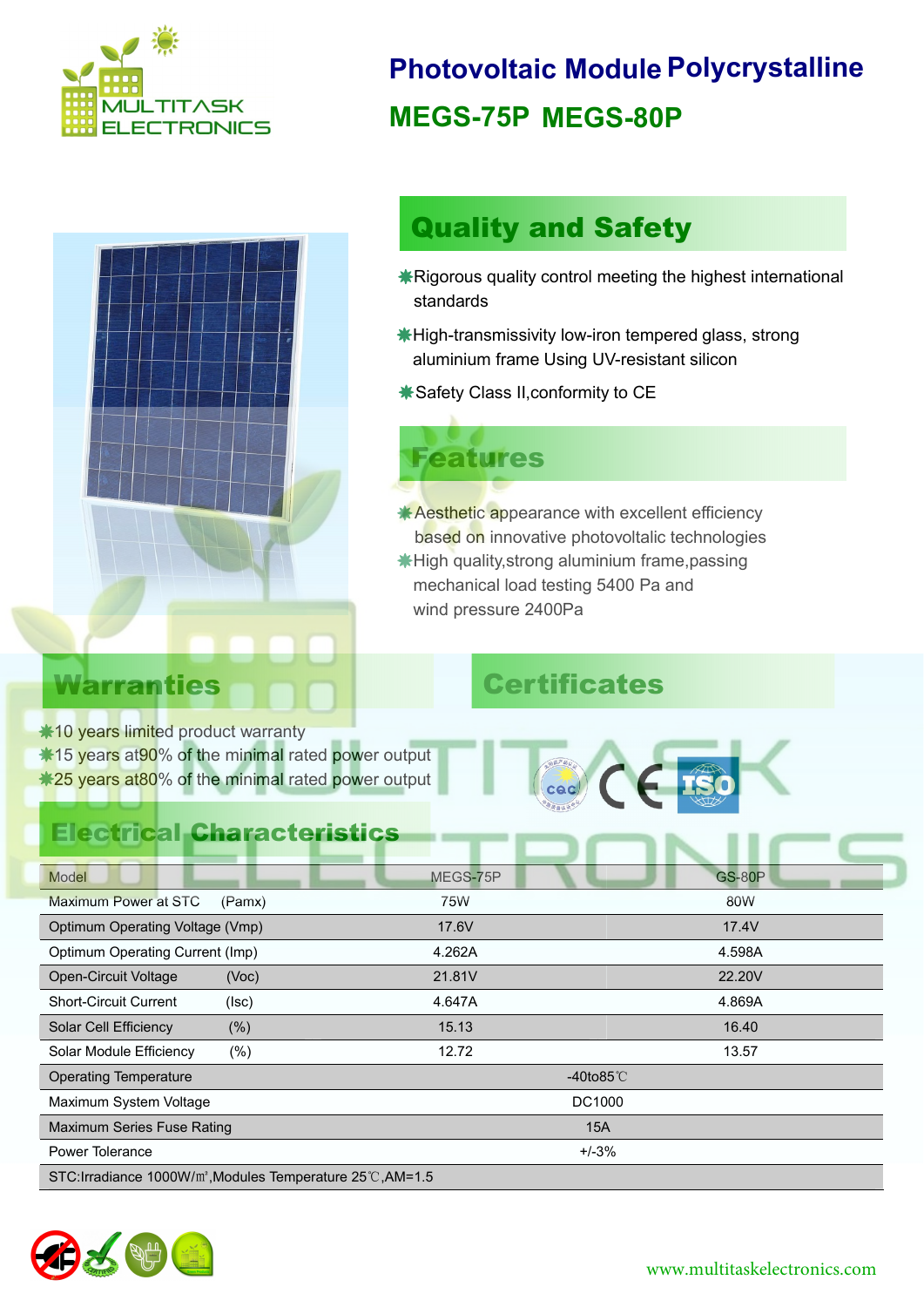# Photovoltaic Module Polycrystalline

## MEGS-75P MEGS-80P

## Quality and Safety

- Rigorous quality control meeting the highest international standards
- High-transmissivity low-iron tempered glass, strong aluminium frame Using UV-resistant silicon
- Safety Class II,conformity to CE

## Features

- Aesthetic appearance with excellent efficiency based on innovative photovoltaic technologies
- High quality,strong aluminium frame,passing mechanical load testing 5400 Pa and wind pressure 2400Pa

## Warranties

- 10 years limited product warranty
- 15 years at90% of the minimal rated power output
- 25 years at80% of the minimal rated power output

## Certificates

## Electrical Characteristics

| Model | MEGS-75P | GS-80P |
|---|---|---|
| Maximum Power at STC (Pamx) | 75W | 80W |
| Optimum Operating Voltage (Vmp) | 17.6V | 17.4V |
| Optimum Operating Current (Imp) | 4.262A | 4.598A |
| Open-Circuit Voltage (Voc) | 21.81V | 22.20V |
| Short-Circuit Current (Isc) | 4.647A | 4.869A |
| Solar Cell Efficiency (%) | 15.13 | 16.40 |
| Solar Module Efficiency (%) | 12.72 | 13.57 |
| Operating Temperature | -40to85℃ | |
| Maximum System Voltage | DC1000 | |
| Maximum Series Fuse Rating | 15A | |
| Power Tolerance | +/-3% | |
| STC:Irradiance 1000W/㎡,Modules Temperature 25℃,AM=1.5 | | |

www.multitaskelectronics.com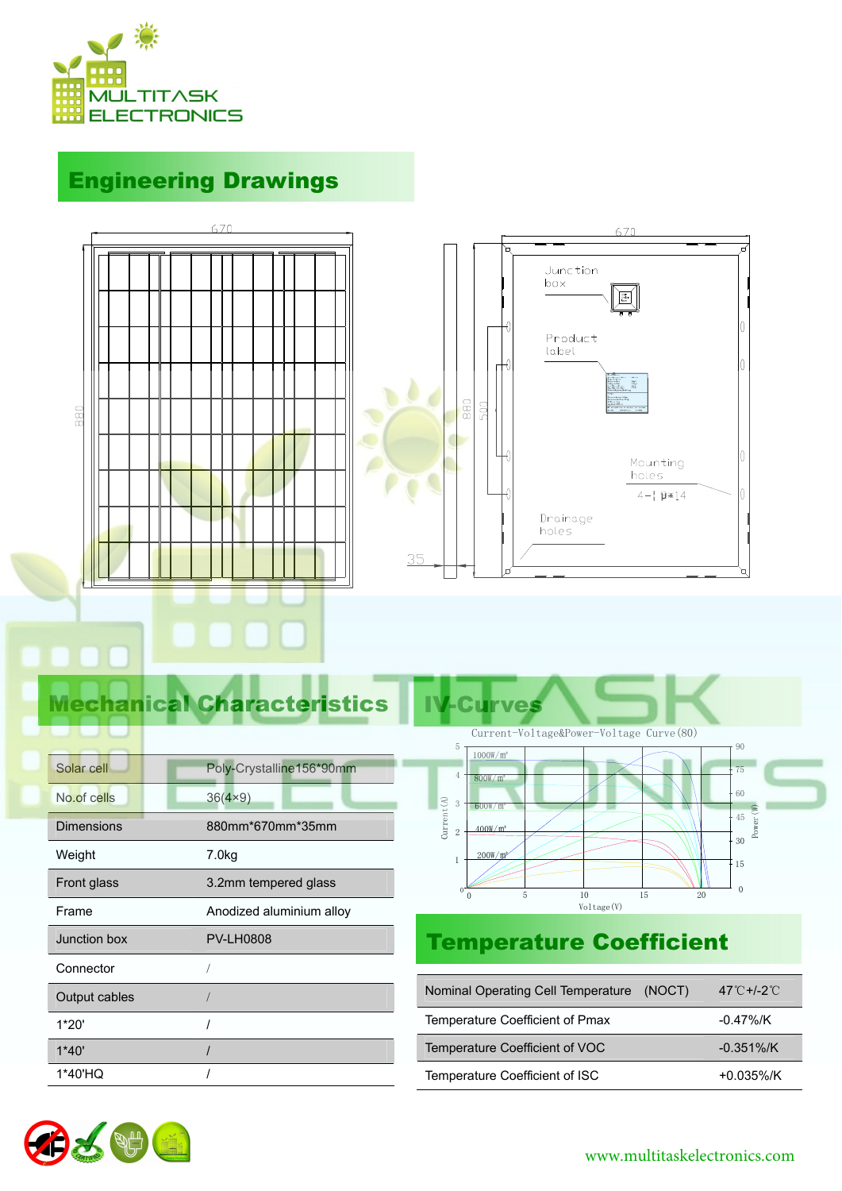## Engineering Drawings

670

880

670

Junction box

Product label

880

500

Mounting holes

4-|  14

Drainage holes

35

## Mechanical Characteristics

| | |
|---|---|
| Solar cell | Poly-Crystalline156*90mm |
| No.of cells | 36(4×9) |
| Dimensions | 880mm*670mm*35mm |
| Weight | 7.0kg |
| Front glass | 3.2mm tempered glass |
| Frame | Anodized aluminium alloy |
| Junction box | PV-LH0808 |
| Connector | / |
| Output cables | / |
| 1*20' | / |
| 1*40' | / |
| 1*40'HQ | / |

## IV-Curves

Current-Voltage&Power-Voltage Curve(80)

1000W/m²
800W/m²
600W/m²
400W/m²
200W/m²

Current(A)
Power(W)
Voltage(V)

0 1 2 3 4 5
0 5 10 15 20
0 15 30 45 60 75 90

## Temperature Coefficient

| | |
|---|---|
| Nominal Operating Cell Temperature (NOCT) | 47℃+/-2℃ |
| Temperature Coefficient of Pmax | -0.47%/K |
| Temperature Coefficient of VOC | -0.351%/K |
| Temperature Coefficient of ISC | +0.035%/K |

www.multitaskelectronics.com